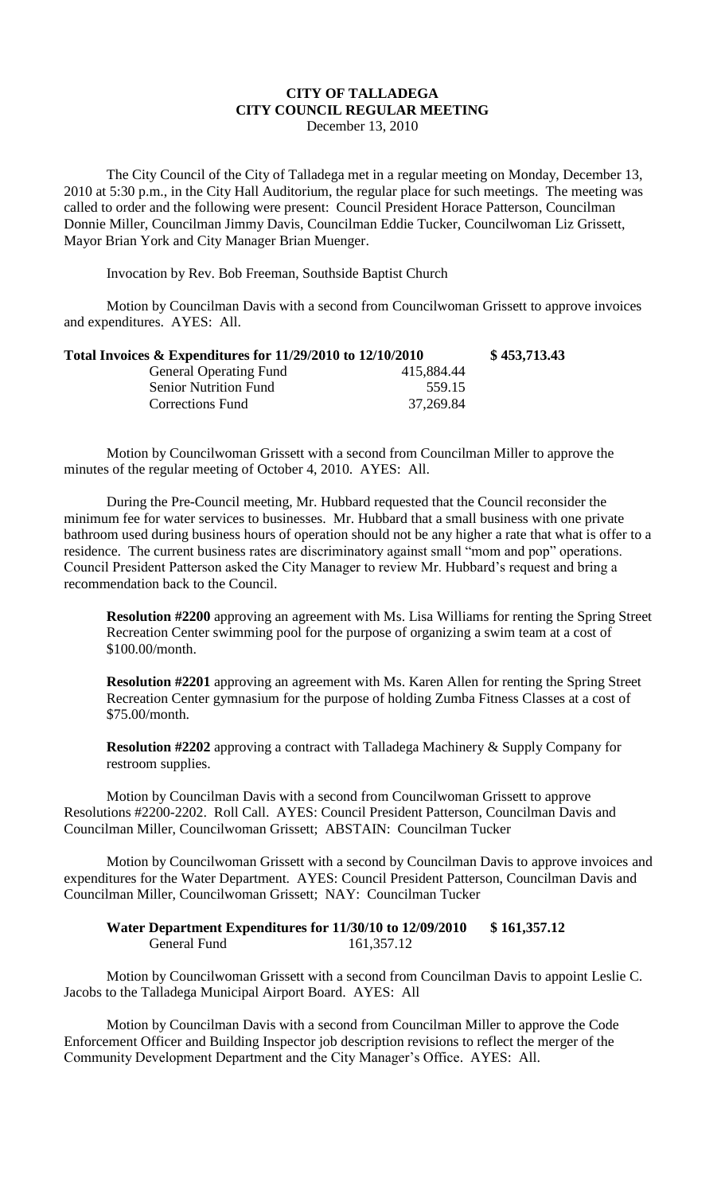**CITY OF TALLADEGA**
**CITY COUNCIL REGULAR MEETING**
December 13, 2010

The City Council of the City of Talladega met in a regular meeting on Monday, December 13, 2010 at 5:30 p.m., in the City Hall Auditorium, the regular place for such meetings. The meeting was called to order and the following were present: Council President Horace Patterson, Councilman Donnie Miller, Councilman Jimmy Davis, Councilman Eddie Tucker, Councilwoman Liz Grissett, Mayor Brian York and City Manager Brian Muenger.

Invocation by Rev. Bob Freeman, Southside Baptist Church

Motion by Councilman Davis with a second from Councilwoman Grissett to approve invoices and expenditures. AYES: All.

| **Total Invoices & Expenditures for 11/29/2010 to 12/10/2010** | | **$ 453,713.43** |
|---|---|---|
| General Operating Fund | 415,884.44 | |
| Senior Nutrition Fund | 559.15 | |
| Corrections Fund | 37,269.84 | |

Motion by Councilwoman Grissett with a second from Councilman Miller to approve the minutes of the regular meeting of October 4, 2010. AYES: All.

During the Pre-Council meeting, Mr. Hubbard requested that the Council reconsider the minimum fee for water services to businesses. Mr. Hubbard that a small business with one private bathroom used during business hours of operation should not be any higher a rate that what is offer to a residence. The current business rates are discriminatory against small "mom and pop" operations. Council President Patterson asked the City Manager to review Mr. Hubbard's request and bring a recommendation back to the Council.

**Resolution #2200** approving an agreement with Ms. Lisa Williams for renting the Spring Street Recreation Center swimming pool for the purpose of organizing a swim team at a cost of $100.00/month.

**Resolution #2201** approving an agreement with Ms. Karen Allen for renting the Spring Street Recreation Center gymnasium for the purpose of holding Zumba Fitness Classes at a cost of $75.00/month.

**Resolution #2202** approving a contract with Talladega Machinery & Supply Company for restroom supplies.

Motion by Councilman Davis with a second from Councilwoman Grissett to approve Resolutions #2200-2202. Roll Call. AYES: Council President Patterson, Councilman Davis and Councilman Miller, Councilwoman Grissett; ABSTAIN: Councilman Tucker

Motion by Councilwoman Grissett with a second by Councilman Davis to approve invoices and expenditures for the Water Department. AYES: Council President Patterson, Councilman Davis and Councilman Miller, Councilwoman Grissett; NAY: Councilman Tucker

| **Water Department Expenditures for 11/30/10 to 12/09/2010** | | **$ 161,357.12** |
|---|---|---|
| General Fund | 161,357.12 | |

Motion by Councilwoman Grissett with a second from Councilman Davis to appoint Leslie C. Jacobs to the Talladega Municipal Airport Board. AYES: All

Motion by Councilman Davis with a second from Councilman Miller to approve the Code Enforcement Officer and Building Inspector job description revisions to reflect the merger of the Community Development Department and the City Manager's Office. AYES: All.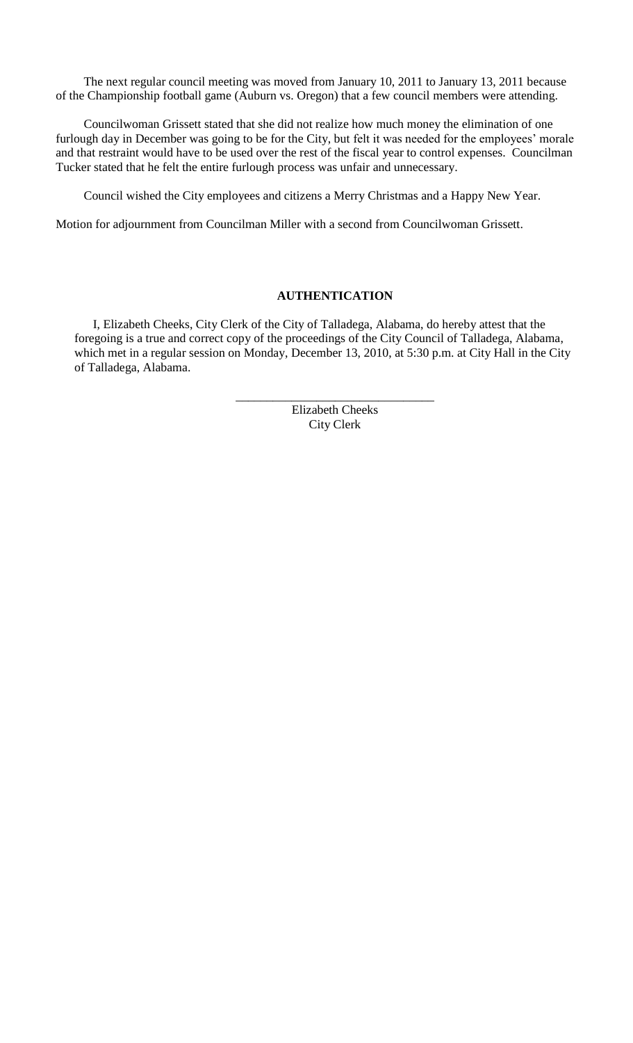The next regular council meeting was moved from January 10, 2011 to January 13, 2011 because of the Championship football game (Auburn vs. Oregon) that a few council members were attending.

Councilwoman Grissett stated that she did not realize how much money the elimination of one furlough day in December was going to be for the City, but felt it was needed for the employees' morale and that restraint would have to be used over the rest of the fiscal year to control expenses. Councilman Tucker stated that he felt the entire furlough process was unfair and unnecessary.

Council wished the City employees and citizens a Merry Christmas and a Happy New Year.

Motion for adjournment from Councilman Miller with a second from Councilwoman Grissett.

**AUTHENTICATION**

I, Elizabeth Cheeks, City Clerk of the City of Talladega, Alabama, do hereby attest that the foregoing is a true and correct copy of the proceedings of the City Council of Talladega, Alabama, which met in a regular session on Monday, December 13, 2010, at 5:30 p.m. at City Hall in the City of Talladega, Alabama.

\_\_\_\_\_\_\_\_\_\_\_\_\_\_\_\_\_\_\_\_\_\_\_\_\_\_\_\_\_\_\_\_

Elizabeth Cheeks
City Clerk